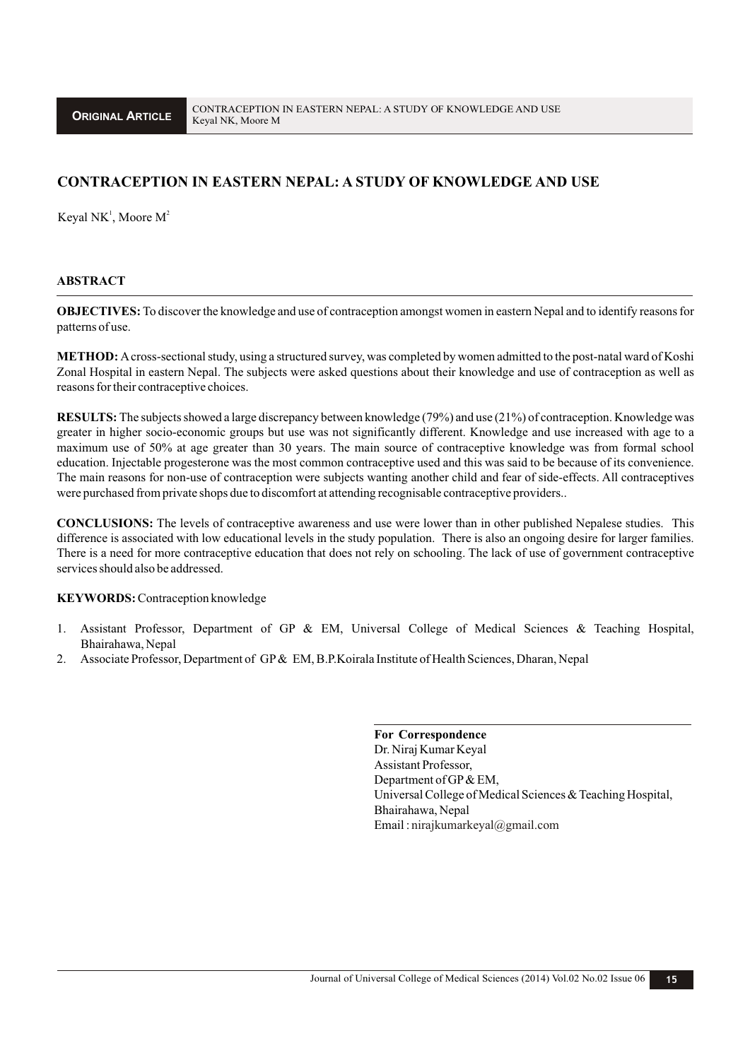# CONTRACEPTION IN EASTERN NEPAL: A STUDY OF KNOWLEDGE AND USE

Keyal NK[1], Moore M[2]

## ABSTRACT

**OBJECTIVES:** To discover the knowledge and use of contraception amongst women in eastern Nepal and to identify reasons for patterns of use.

**METHOD:** A cross-sectional study, using a structured survey, was completed by women admitted to the post-natal ward of Koshi Zonal Hospital in eastern Nepal. The subjects were asked questions about their knowledge and use of contraception as well as reasons for their contraceptive choices.

**RESULTS:** The subjects showed a large discrepancy between knowledge (79%) and use (21%) of contraception. Knowledge was greater in higher socio-economic groups but use was not significantly different. Knowledge and use increased with age to a maximum use of 50% at age greater than 30 years. The main source of contraceptive knowledge was from formal school education. Injectable progesterone was the most common contraceptive used and this was said to be because of its convenience. The main reasons for non-use of contraception were subjects wanting another child and fear of side-effects. All contraceptives were purchased from private shops due to discomfort at attending recognisable contraceptive providers..

**CONCLUSIONS:** The levels of contraceptive awareness and use were lower than in other published Nepalese studies. This difference is associated with low educational levels in the study population. There is also an ongoing desire for larger families. There is a need for more contraceptive education that does not rely on schooling. The lack of use of government contraceptive services should also be addressed.

**KEYWORDS:** Contraception knowledge

1. Assistant Professor, Department of GP & EM, Universal College of Medical Sciences & Teaching Hospital, Bhairahawa, Nepal
2. Associate Professor, Department of GP & EM, B.P.Koirala Institute of Health Sciences, Dharan, Nepal

**For Correspondence**
Dr. Niraj Kumar Keyal
Assistant Professor,
Department of GP & EM,
Universal College of Medical Sciences & Teaching Hospital,
Bhairahawa, Nepal
Email : nirajkumarkeyal@gmail.com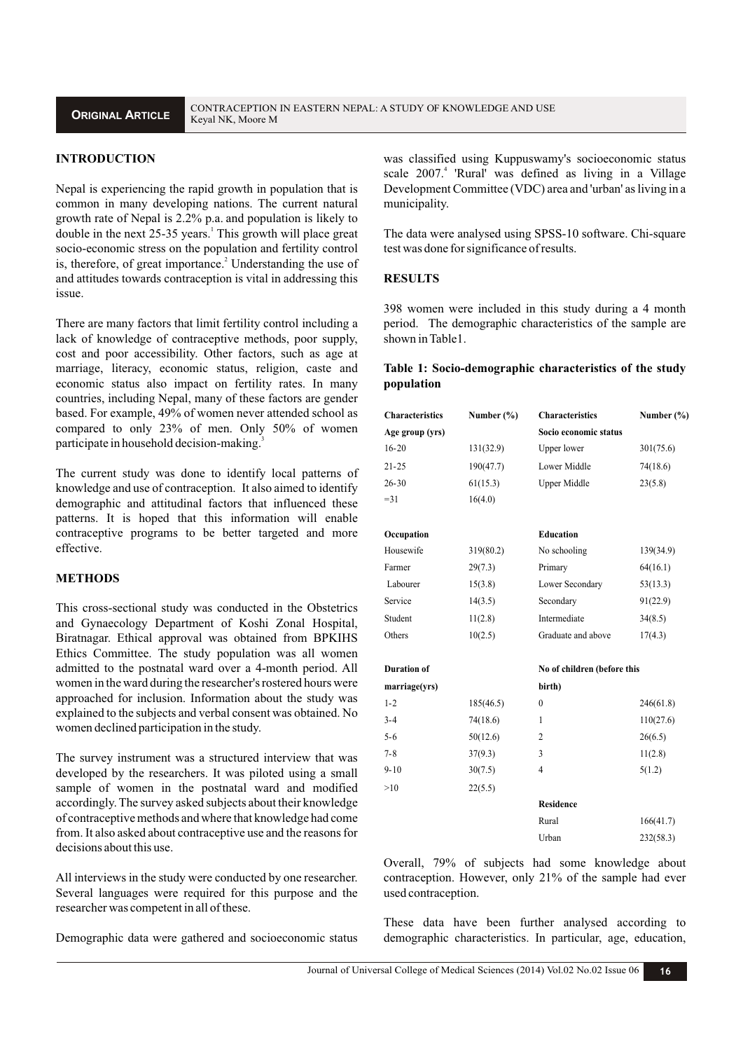## INTRODUCTION

Nepal is experiencing the rapid growth in population that is common in many developing nations. The current natural growth rate of Nepal is 2.2% p.a. and population is likely to double in the next 25-35 years.[1] This growth will place great socio-economic stress on the population and fertility control is, therefore, of great importance.[2] Understanding the use of and attitudes towards contraception is vital in addressing this issue.

There are many factors that limit fertility control including a lack of knowledge of contraceptive methods, poor supply, cost and poor accessibility. Other factors, such as age at marriage, literacy, economic status, religion, caste and economic status also impact on fertility rates. In many countries, including Nepal, many of these factors are gender based. For example, 49% of women never attended school as compared to only 23% of men. Only 50% of women participate in household decision-making.[3]

The current study was done to identify local patterns of knowledge and use of contraception. It also aimed to identify demographic and attitudinal factors that influenced these patterns. It is hoped that this information will enable contraceptive programs to be better targeted and more effective.

## METHODS

This cross-sectional study was conducted in the Obstetrics and Gynaecology Department of Koshi Zonal Hospital, Biratnagar. Ethical approval was obtained from BPKIHS Ethics Committee. The study population was all women admitted to the postnatal ward over a 4-month period. All women in the ward during the researcher's rostered hours were approached for inclusion. Information about the study was explained to the subjects and verbal consent was obtained. No women declined participation in the study.

The survey instrument was a structured interview that was developed by the researchers. It was piloted using a small sample of women in the postnatal ward and modified accordingly. The survey asked subjects about their knowledge of contraceptive methods and where that knowledge had come from. It also asked about contraceptive use and the reasons for decisions about this use.

All interviews in the study were conducted by one researcher. Several languages were required for this purpose and the researcher was competent in all of these.

Demographic data were gathered and socioeconomic status was classified using Kuppuswamy's socioeconomic status scale 2007.[4] 'Rural' was defined as living in a Village Development Committee (VDC) area and 'urban' as living in a municipality.

The data were analysed using SPSS-10 software. Chi-square test was done for significance of results.

## RESULTS

398 women were included in this study during a 4 month period. The demographic characteristics of the sample are shown in Table1.

**Table 1: Socio-demographic characteristics of the study population**

| Characteristics | Number (%) | Characteristics | Number (%) |
|---|---|---|---|
| **Age group (yrs)** | | **Socio economic status** | |
| 16-20 | 131(32.9) | Upper lower | 301(75.6) |
| 21-25 | 190(47.7) | Lower Middle | 74(18.6) |
| 26-30 | 61(15.3) | Upper Middle | 23(5.8) |
| =31 | 16(4.0) | | |
| **Occupation** | | **Education** | |
| Housewife | 319(80.2) | No schooling | 139(34.9) |
| Farmer | 29(7.3) | Primary | 64(16.1) |
| Labourer | 15(3.8) | Lower Secondary | 53(13.3) |
| Service | 14(3.5) | Secondary | 91(22.9) |
| Student | 11(2.8) | Intermediate | 34(8.5) |
| Others | 10(2.5) | Graduate and above | 17(4.3) |
| **Duration of marriage(yrs)** | | **No of children (before this birth)** | |
| 1-2 | 185(46.5) | 0 | 246(61.8) |
| 3-4 | 74(18.6) | 1 | 110(27.6) |
| 5-6 | 50(12.6) | 2 | 26(6.5) |
| 7-8 | 37(9.3) | 3 | 11(2.8) |
| 9-10 | 30(7.5) | 4 | 5(1.2) |
| >10 | 22(5.5) | | |
| | | **Residence** | |
| | | Rural | 166(41.7) |
| | | Urban | 232(58.3) |

Overall, 79% of subjects had some knowledge about contraception. However, only 21% of the sample had ever used contraception.

These data have been further analysed according to demographic characteristics. In particular, age, education,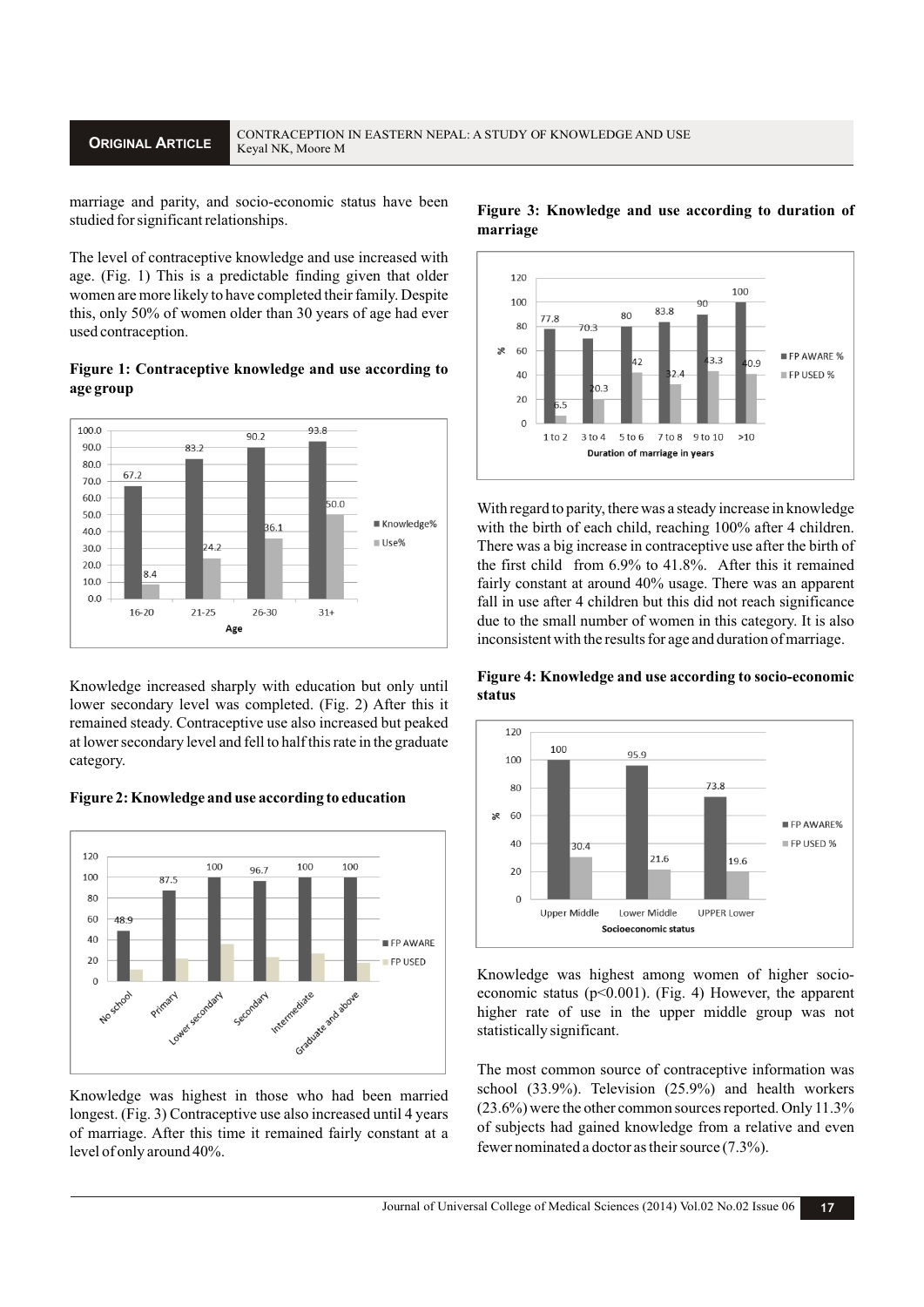marriage and parity, and socio-economic status have been studied for significant relationships.

The level of contraceptive knowledge and use increased with age. (Fig. 1) This is a predictable finding given that older women are more likely to have completed their family. Despite this, only 50% of women older than 30 years of age had ever used contraception.

**Figure 1: Contraceptive knowledge and use according to age group**

Knowledge increased sharply with education but only until lower secondary level was completed. (Fig. 2) After this it remained steady. Contraceptive use also increased but peaked at lower secondary level and fell to half this rate in the graduate category.

**Figure 2: Knowledge and use according to education**

Knowledge was highest in those who had been married longest. (Fig. 3) Contraceptive use also increased until 4 years of marriage. After this time it remained fairly constant at a level of only around 40%.

**Figure 3: Knowledge and use according to duration of marriage**

With regard to parity, there was a steady increase in knowledge with the birth of each child, reaching 100% after 4 children. There was a big increase in contraceptive use after the birth of the first child from 6.9% to 41.8%. After this it remained fairly constant at around 40% usage. There was an apparent fall in use after 4 children but this did not reach significance due to the small number of women in this category. It is also inconsistent with the results for age and duration of marriage.

**Figure 4: Knowledge and use according to socio-economic status**

Knowledge was highest among women of higher socio-economic status ($p<0.001$). (Fig. 4) However, the apparent higher rate of use in the upper middle group was not statistically significant.

The most common source of contraceptive information was school (33.9%). Television (25.9%) and health workers (23.6%) were the other common sources reported. Only 11.3% of subjects had gained knowledge from a relative and even fewer nominated a doctor as their source (7.3%).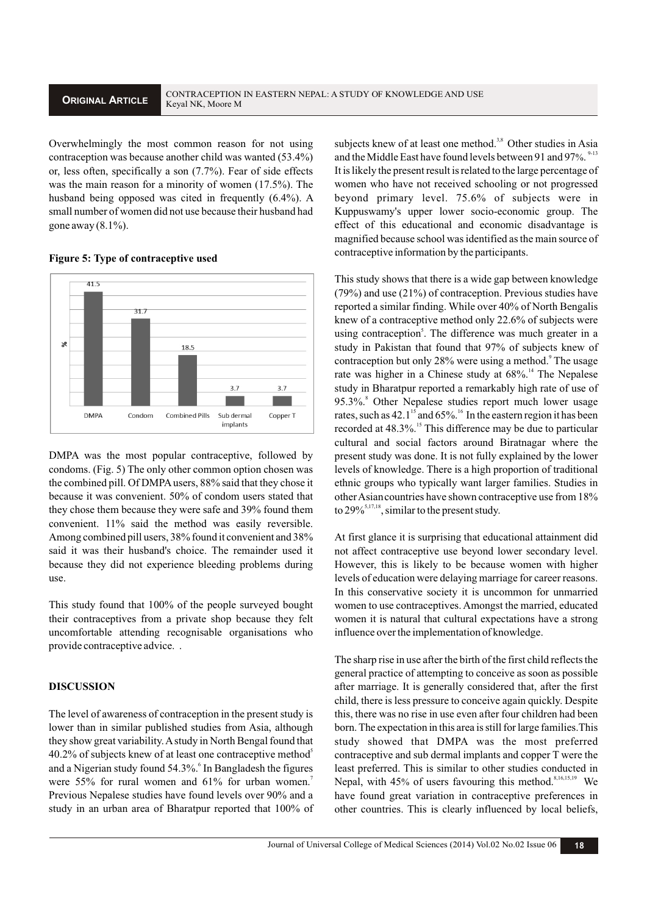Overwhelmingly the most common reason for not using contraception was because another child was wanted (53.4%) or, less often, specifically a son (7.7%). Fear of side effects was the main reason for a minority of women (17.5%). The husband being opposed was cited in frequently (6.4%). A small number of women did not use because their husband had gone away (8.1%).

**Figure 5: Type of contraceptive used**

| | DMPA | Condom | Combined Pills | Sub dermal implants | Copper T |
|---|---|---|---|---|---|
| % | 41.5 | 31.7 | 18.5 | 3.7 | 3.7 |

DMPA was the most popular contraceptive, followed by condoms. (Fig. 5) The only other common option chosen was the combined pill. Of DMPA users, 88% said that they chose it because it was convenient. 50% of condom users stated that they chose them because they were safe and 39% found them convenient. 11% said the method was easily reversible. Among combined pill users, 38% found it convenient and 38% said it was their husband's choice. The remainder used it because they did not experience bleeding problems during use.

This study found that 100% of the people surveyed bought their contraceptives from a private shop because they felt uncomfortable attending recognisable organisations who provide contraceptive advice. .

## DISCUSSION

The level of awareness of contraception in the present study is lower than in similar published studies from Asia, although they show great variability. A study in North Bengal found that 40.2% of subjects knew of at least one contraceptive method[5] and a Nigerian study found 54.3%.[6] In Bangladesh the figures were 55% for rural women and 61% for urban women.[7] Previous Nepalese studies have found levels over 90% and a study in an urban area of Bharatpur reported that 100% of subjects knew of at least one method.[3,8] Other studies in Asia and the Middle East have found levels between 91 and 97%.[9-13] It is likely the present result is related to the large percentage of women who have not received schooling or not progressed beyond primary level. 75.6% of subjects were in Kuppuswamy's upper lower socio-economic group. The effect of this educational and economic disadvantage is magnified because school was identified as the main source of contraceptive information by the participants.

This study shows that there is a wide gap between knowledge (79%) and use (21%) of contraception. Previous studies have reported a similar finding. While over 40% of North Bengalis knew of a contraceptive method only 22.6% of subjects were using contraception[5]. The difference was much greater in a study in Pakistan that found that 97% of subjects knew of contraception but only 28% were using a method.[9] The usage rate was higher in a Chinese study at 68%.[14] The Nepalese study in Bharatpur reported a remarkably high rate of use of 95.3%.[8] Other Nepalese studies report much lower usage rates, such as 42.1[15] and 65%.[16] In the eastern region it has been recorded at 48.3%.[15] This difference may be due to particular cultural and social factors around Biratnagar where the present study was done. It is not fully explained by the lower levels of knowledge. There is a high proportion of traditional ethnic groups who typically want larger families. Studies in other Asian countries have shown contraceptive use from 18% to 29%[5,17,18], similar to the present study.

At first glance it is surprising that educational attainment did not affect contraceptive use beyond lower secondary level. However, this is likely to be because women with higher levels of education were delaying marriage for career reasons. In this conservative society it is uncommon for unmarried women to use contraceptives. Amongst the married, educated women it is natural that cultural expectations have a strong influence over the implementation of knowledge.

The sharp rise in use after the birth of the first child reflects the general practice of attempting to conceive as soon as possible after marriage. It is generally considered that, after the first child, there is less pressure to conceive again quickly. Despite this, there was no rise in use even after four children had been born. The expectation in this area is still for large families. This study showed that DMPA was the most preferred contraceptive and sub dermal implants and copper T were the least preferred. This is similar to other studies conducted in Nepal, with 45% of users favouring this method.[8,16,15,19] We have found great variation in contraceptive preferences in other countries. This is clearly influenced by local beliefs,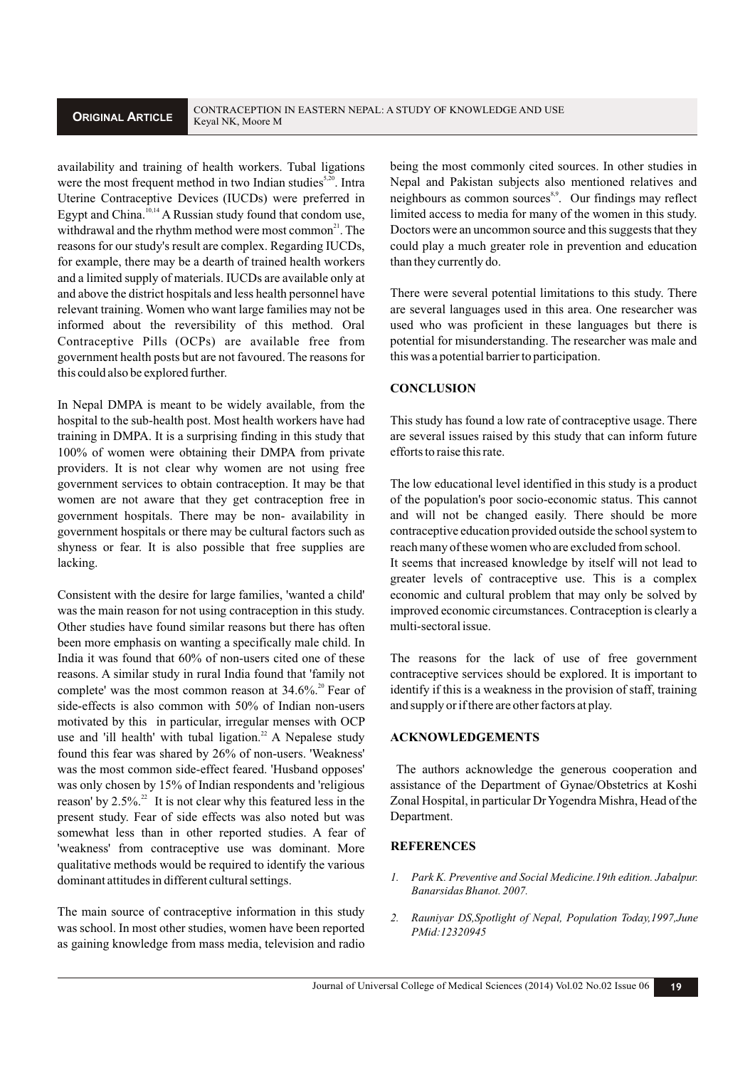availability and training of health workers. Tubal ligations were the most frequent method in two Indian studies[5,20]. Intra Uterine Contraceptive Devices (IUCDs) were preferred in Egypt and China.[10,14] A Russian study found that condom use, withdrawal and the rhythm method were most common[21]. The reasons for our study's result are complex. Regarding IUCDs, for example, there may be a dearth of trained health workers and a limited supply of materials. IUCDs are available only at and above the district hospitals and less health personnel have relevant training. Women who want large families may not be informed about the reversibility of this method. Oral Contraceptive Pills (OCPs) are available free from government health posts but are not favoured. The reasons for this could also be explored further.

In Nepal DMPA is meant to be widely available, from the hospital to the sub-health post. Most health workers have had training in DMPA. It is a surprising finding in this study that 100% of women were obtaining their DMPA from private providers. It is not clear why women are not using free government services to obtain contraception. It may be that women are not aware that they get contraception free in government hospitals. There may be non- availability in government hospitals or there may be cultural factors such as shyness or fear. It is also possible that free supplies are lacking.

Consistent with the desire for large families, 'wanted a child' was the main reason for not using contraception in this study. Other studies have found similar reasons but there has often been more emphasis on wanting a specifically male child. In India it was found that 60% of non-users cited one of these reasons. A similar study in rural India found that 'family not complete' was the most common reason at 34.6%.[20] Fear of side-effects is also common with 50% of Indian non-users motivated by this in particular, irregular menses with OCP use and 'ill health' with tubal ligation.[22] A Nepalese study found this fear was shared by 26% of non-users. 'Weakness' was the most common side-effect feared. 'Husband opposes' was only chosen by 15% of Indian respondents and 'religious reason' by 2.5%.[22] It is not clear why this featured less in the present study. Fear of side effects was also noted but was somewhat less than in other reported studies. A fear of 'weakness' from contraceptive use was dominant. More qualitative methods would be required to identify the various dominant attitudes in different cultural settings.

The main source of contraceptive information in this study was school. In most other studies, women have been reported as gaining knowledge from mass media, television and radio being the most commonly cited sources. In other studies in Nepal and Pakistan subjects also mentioned relatives and neighbours as common sources[8,9]. Our findings may reflect limited access to media for many of the women in this study. Doctors were an uncommon source and this suggests that they could play a much greater role in prevention and education than they currently do.

There were several potential limitations to this study. There are several languages used in this area. One researcher was used who was proficient in these languages but there is potential for misunderstanding. The researcher was male and this was a potential barrier to participation.

## CONCLUSION

This study has found a low rate of contraceptive usage. There are several issues raised by this study that can inform future efforts to raise this rate.

The low educational level identified in this study is a product of the population's poor socio-economic status. This cannot and will not be changed easily. There should be more contraceptive education provided outside the school system to reach many of these women who are excluded from school.

It seems that increased knowledge by itself will not lead to greater levels of contraceptive use. This is a complex economic and cultural problem that may only be solved by improved economic circumstances. Contraception is clearly a multi-sectoral issue.

The reasons for the lack of use of free government contraceptive services should be explored. It is important to identify if this is a weakness in the provision of staff, training and supply or if there are other factors at play.

## ACKNOWLEDGEMENTS

The authors acknowledge the generous cooperation and assistance of the Department of Gynae/Obstetrics at Koshi Zonal Hospital, in particular Dr Yogendra Mishra, Head of the Department.

## REFERENCES

1. *Park K. Preventive and Social Medicine.19th edition. Jabalpur. Banarsidas Bhanot. 2007.*
2. *Rauniyar DS,Spotlight of Nepal, Population Today,1997,June PMid:12320945*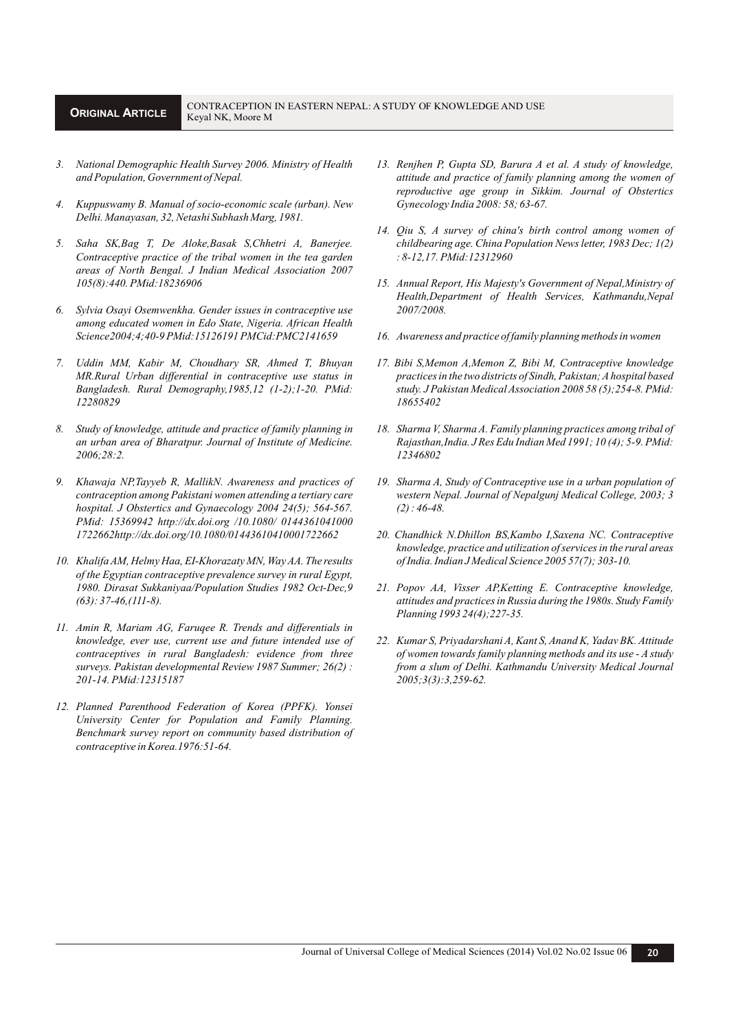3. *National Demographic Health Survey 2006. Ministry of Health and Population, Government of Nepal.*

4. *Kuppuswamy B. Manual of socio-economic scale (urban). New Delhi. Manayasan, 32, Netashi Subhash Marg, 1981.*

5. *Saha SK,Bag T, De Aloke,Basak S,Chhetri A, Banerjee. Contraceptive practice of the tribal women in the tea garden areas of North Bengal. J Indian Medical Association 2007 105(8):440. PMid:18236906*

6. *Sylvia Osayi Osemwenkha. Gender issues in contraceptive use among educated women in Edo State, Nigeria. African Health Science2004;4;40-9 PMid:15126191 PMCid:PMC2141659*

7. *Uddin MM, Kabir M, Choudhary SR, Ahmed T, Bhuyan MR.Rural Urban differential in contraceptive use status in Bangladesh. Rural Demography,1985,12 (1-2);1-20. PMid: 12280829*

8. *Study of knowledge, attitude and practice of family planning in an urban area of Bharatpur. Journal of Institute of Medicine. 2006;28:2.*

9. *Khawaja NP,Tayyeb R, MallikN. Awareness and practices of contraception among Pakistani women attending a tertiary care hospital. J Obstertics and Gynaecology 2004 24(5); 564-567. PMid: 15369942 http://dx.doi.org /10.1080/ 0144361041000 1722662http://dx.doi.org/10.1080/01443610410001722662*

10. *Khalifa AM, Helmy Haa, EI-Khorazaty MN, Way AA. The results of the Egyptian contraceptive prevalence survey in rural Egypt, 1980. Dirasat Sukkaniyaa/Population Studies 1982 Oct-Dec,9 (63): 37-46,(111-8).*

11. *Amin R, Mariam AG, Faruqee R. Trends and differentials in knowledge, ever use, current use and future intended use of contraceptives in rural Bangladesh: evidence from three surveys. Pakistan developmental Review 1987 Summer; 26(2) : 201-14. PMid:12315187*

12. *Planned Parenthood Federation of Korea (PPFK). Yonsei University Center for Population and Family Planning. Benchmark survey report on community based distribution of contraceptive in Korea.1976:51-64.*

13. *Renjhen P, Gupta SD, Barura A et al. A study of knowledge, attitude and practice of family planning among the women of reproductive age group in Sikkim. Journal of Obstertics Gynecology India 2008: 58; 63-67.*

14. *Qiu S, A survey of china's birth control among women of childbearing age. China Population News letter, 1983 Dec; 1(2) : 8-12,17. PMid:12312960*

15. *Annual Report, His Majesty's Government of Nepal,Ministry of Health,Department of Health Services, Kathmandu,Nepal 2007/2008.*

16. *Awareness and practice of family planning methods in women*

17. *Bibi S,Memon A,Memon Z, Bibi M, Contraceptive knowledge practices in the two districts of Sindh, Pakistan; A hospital based study. J Pakistan Medical Association 2008 58 (5);254-8. PMid: 18655402*

18. *Sharma V, Sharma A. Family planning practices among tribal of Rajasthan,India. J Res Edu Indian Med 1991; 10 (4); 5-9. PMid: 12346802*

19. *Sharma A, Study of Contraceptive use in a urban population of western Nepal. Journal of Nepalgunj Medical College, 2003; 3 (2) : 46-48.*

20. *Chandhick N.Dhillon BS,Kambo I,Saxena NC. Contraceptive knowledge, practice and utilization of services in the rural areas of India. Indian J Medical Science 2005 57(7); 303-10.*

21. *Popov AA, Visser AP,Ketting E. Contraceptive knowledge, attitudes and practices in Russia during the 1980s. Study Family Planning 1993 24(4);227-35.*

22. *Kumar S, Priyadarshani A, Kant S, Anand K, Yadav BK. Attitude of women towards family planning methods and its use - A study from a slum of Delhi. Kathmandu University Medical Journal 2005;3(3):3,259-62.*